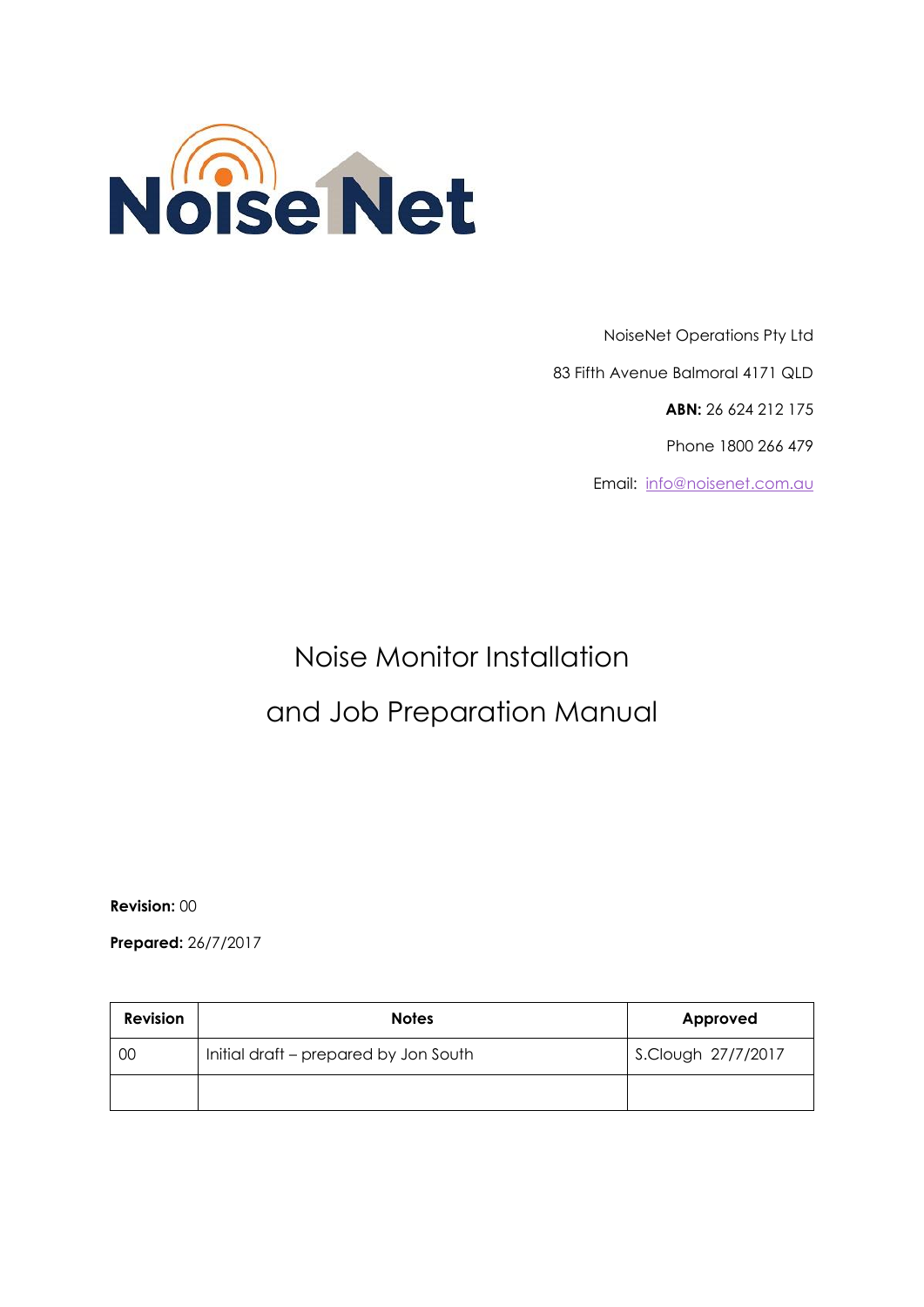NoiseNet

NoiseNet Operations Pty Ltd

83 Fifth Avenue Balmoral 4171 QLD

**ABN:** 26 624 212 175

Phone 1800 266 479

Email: info@noisenet.com.au

# Noise Monitor Installation and Job Preparation Manual

**Revision:** 00

**Prepared:** 26/7/2017

| Revision | Notes | Approved |
|---|---|---|
| 00 | Initial draft – prepared by Jon South | S.Clough 27/7/2017 |
| | | |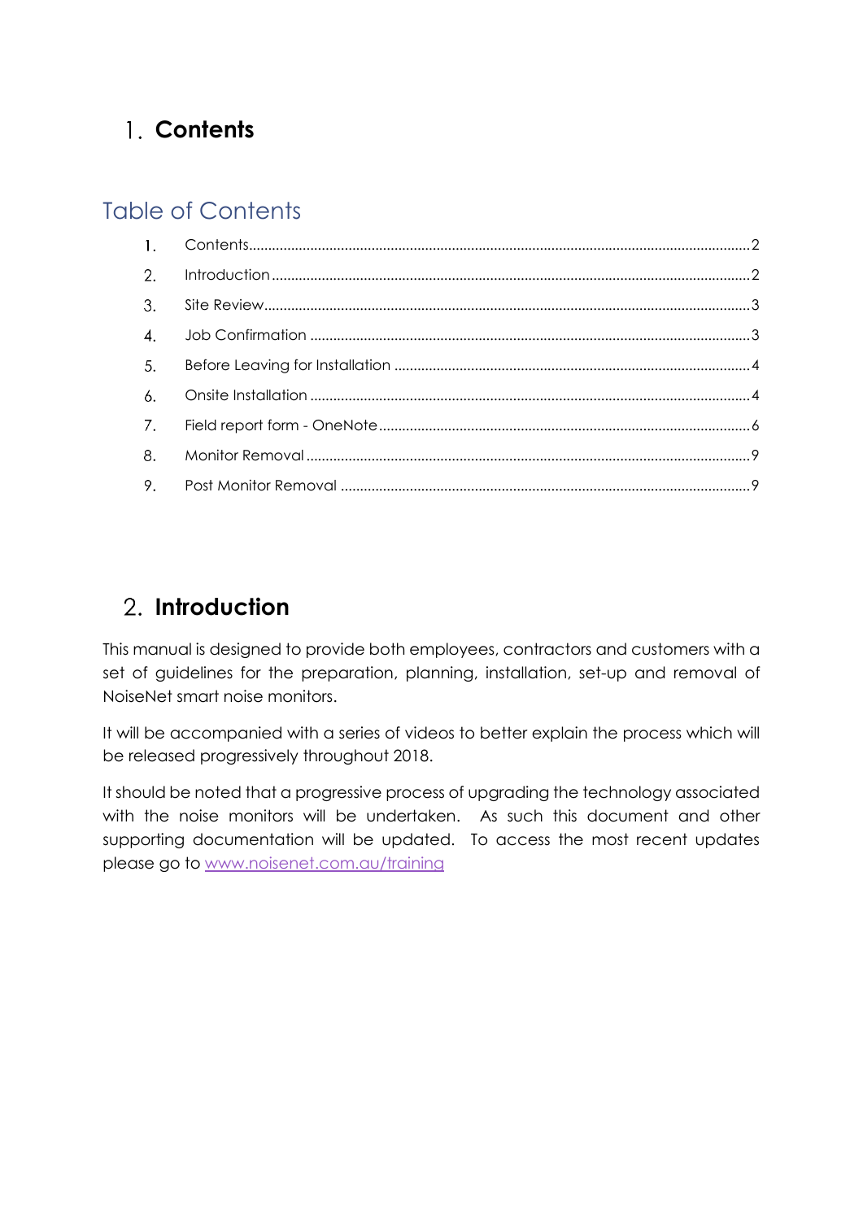# 1. Contents

## Table of Contents

1. Contents ..... 2
2. Introduction ..... 2
3. Site Review ..... 3
4. Job Confirmation ..... 3
5. Before Leaving for Installation ..... 4
6. Onsite Installation ..... 4
7. Field report form - OneNote ..... 6
8. Monitor Removal ..... 9
9. Post Monitor Removal ..... 9

# 2. Introduction

This manual is designed to provide both employees, contractors and customers with a set of guidelines for the preparation, planning, installation, set-up and removal of NoiseNet smart noise monitors.

It will be accompanied with a series of videos to better explain the process which will be released progressively throughout 2018.

It should be noted that a progressive process of upgrading the technology associated with the noise monitors will be undertaken. As such this document and other supporting documentation will be updated. To access the most recent updates please go to www.noisenet.com.au/training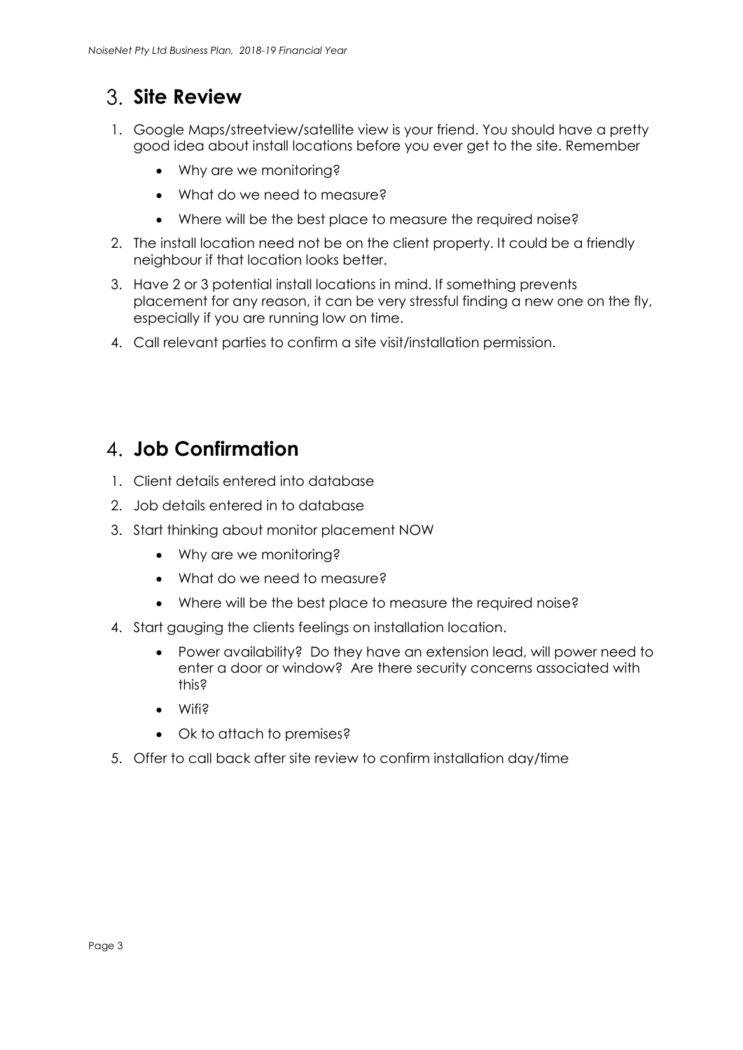## 3. Site Review

1. Google Maps/streetview/satellite view is your friend. You should have a pretty good idea about install locations before you ever get to the site. Remember
    - Why are we monitoring?
    - What do we need to measure?
    - Where will be the best place to measure the required noise?
2. The install location need not be on the client property. It could be a friendly neighbour if that location looks better.
3. Have 2 or 3 potential install locations in mind. If something prevents placement for any reason, it can be very stressful finding a new one on the fly, especially if you are running low on time.
4. Call relevant parties to confirm a site visit/installation permission.

## 4. Job Confirmation

1. Client details entered into database
2. Job details entered in to database
3. Start thinking about monitor placement NOW
    - Why are we monitoring?
    - What do we need to measure?
    - Where will be the best place to measure the required noise?
4. Start gauging the clients feelings on installation location.
    - Power availability? Do they have an extension lead, will power need to enter a door or window? Are there security concerns associated with this?
    - Wifi?
    - Ok to attach to premises?
5. Offer to call back after site review to confirm installation day/time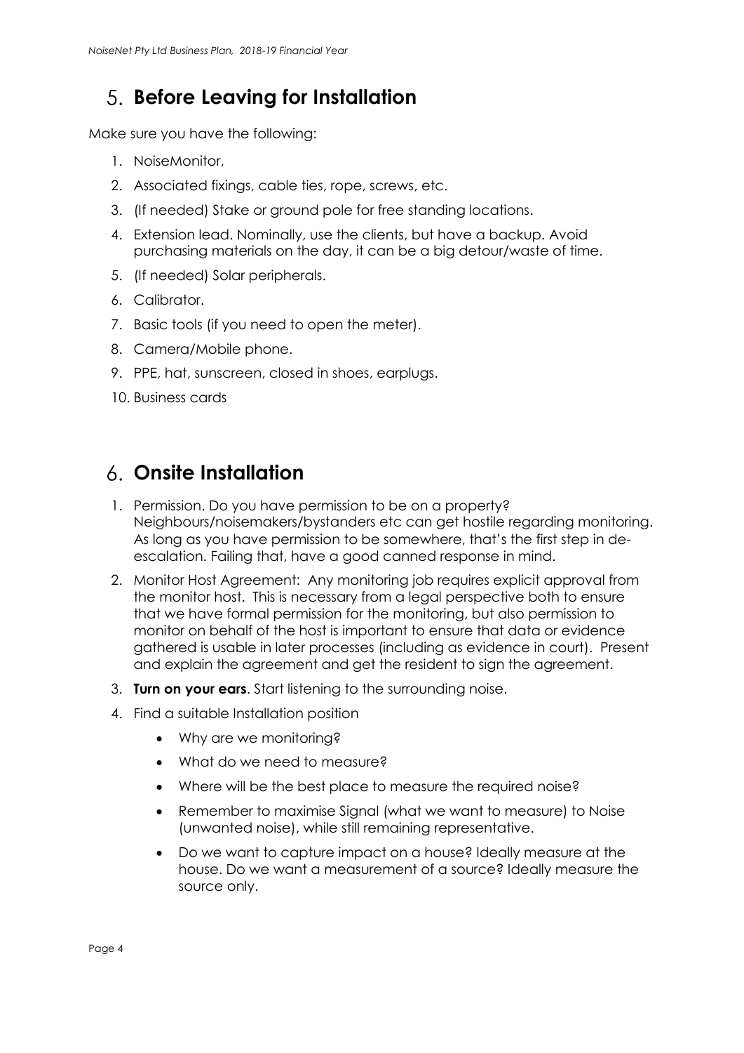## 5. Before Leaving for Installation

Make sure you have the following:

1. NoiseMonitor,
2. Associated fixings, cable ties, rope, screws, etc.
3. (If needed) Stake or ground pole for free standing locations.
4. Extension lead. Nominally, use the clients, but have a backup. Avoid purchasing materials on the day, it can be a big detour/waste of time.
5. (If needed) Solar peripherals.
6. Calibrator.
7. Basic tools (if you need to open the meter).
8. Camera/Mobile phone.
9. PPE, hat, sunscreen, closed in shoes, earplugs.
10. Business cards

## 6. Onsite Installation

1. Permission. Do you have permission to be on a property? Neighbours/noisemakers/bystanders etc can get hostile regarding monitoring. As long as you have permission to be somewhere, that's the first step in de-escalation. Failing that, have a good canned response in mind.
2. Monitor Host Agreement: Any monitoring job requires explicit approval from the monitor host. This is necessary from a legal perspective both to ensure that we have formal permission for the monitoring, but also permission to monitor on behalf of the host is important to ensure that data or evidence gathered is usable in later processes (including as evidence in court). Present and explain the agreement and get the resident to sign the agreement.
3. **Turn on your ears**. Start listening to the surrounding noise.
4. Find a suitable Installation position
   - Why are we monitoring?
   - What do we need to measure?
   - Where will be the best place to measure the required noise?
   - Remember to maximise Signal (what we want to measure) to Noise (unwanted noise), while still remaining representative.
   - Do we want to capture impact on a house? Ideally measure at the house. Do we want a measurement of a source? Ideally measure the source only.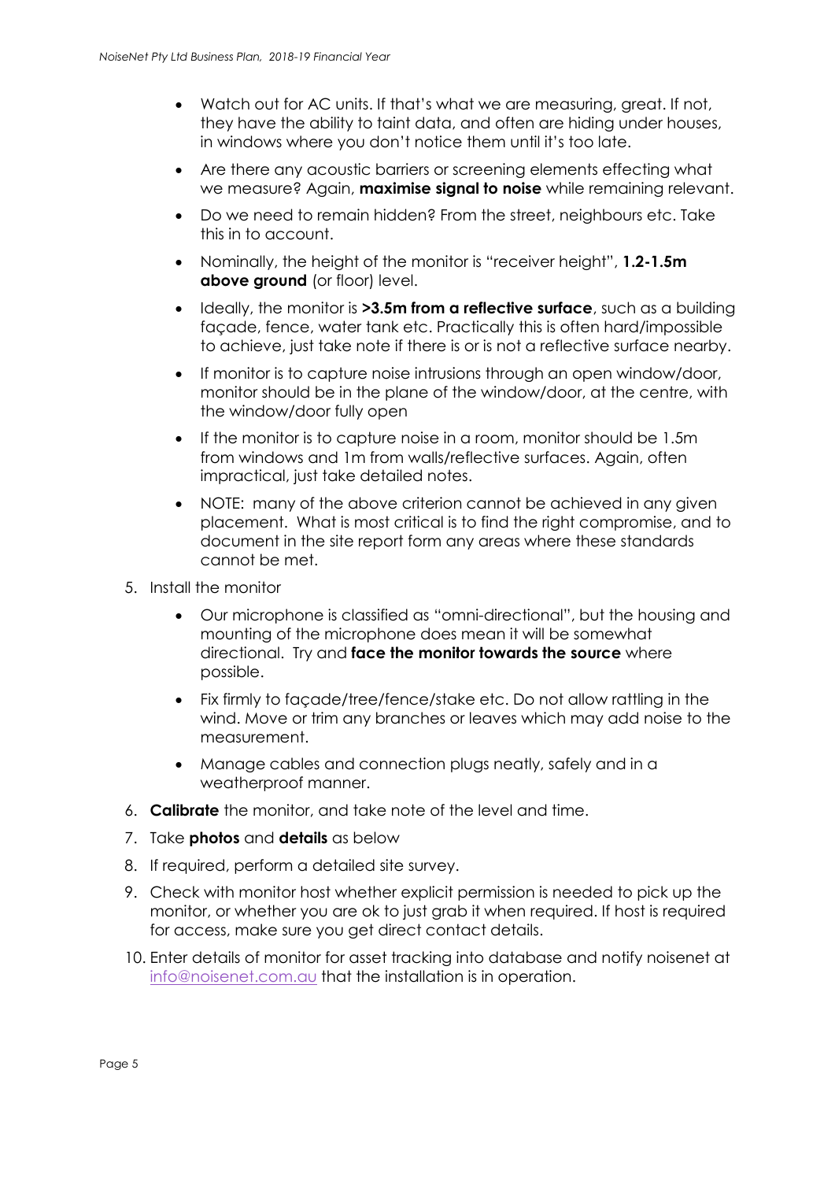- Watch out for AC units. If that's what we are measuring, great. If not, they have the ability to taint data, and often are hiding under houses, in windows where you don't notice them until it's too late.
- Are there any acoustic barriers or screening elements effecting what we measure? Again, **maximise signal to noise** while remaining relevant.
- Do we need to remain hidden? From the street, neighbours etc. Take this in to account.
- Nominally, the height of the monitor is "receiver height", **1.2-1.5m above ground** (or floor) level.
- Ideally, the monitor is **>3.5m from a reflective surface**, such as a building façade, fence, water tank etc. Practically this is often hard/impossible to achieve, just take note if there is or is not a reflective surface nearby.
- If monitor is to capture noise intrusions through an open window/door, monitor should be in the plane of the window/door, at the centre, with the window/door fully open
- If the monitor is to capture noise in a room, monitor should be 1.5m from windows and 1m from walls/reflective surfaces. Again, often impractical, just take detailed notes.
- NOTE: many of the above criterion cannot be achieved in any given placement. What is most critical is to find the right compromise, and to document in the site report form any areas where these standards cannot be met.

5. Install the monitor
   - Our microphone is classified as "omni-directional", but the housing and mounting of the microphone does mean it will be somewhat directional. Try and **face the monitor towards the source** where possible.
   - Fix firmly to façade/tree/fence/stake etc. Do not allow rattling in the wind. Move or trim any branches or leaves which may add noise to the measurement.
   - Manage cables and connection plugs neatly, safely and in a weatherproof manner.
6. **Calibrate** the monitor, and take note of the level and time.
7. Take **photos** and **details** as below
8. If required, perform a detailed site survey.
9. Check with monitor host whether explicit permission is needed to pick up the monitor, or whether you are ok to just grab it when required. If host is required for access, make sure you get direct contact details.
10. Enter details of monitor for asset tracking into database and notify noisenet at info@noisenet.com.au that the installation is in operation.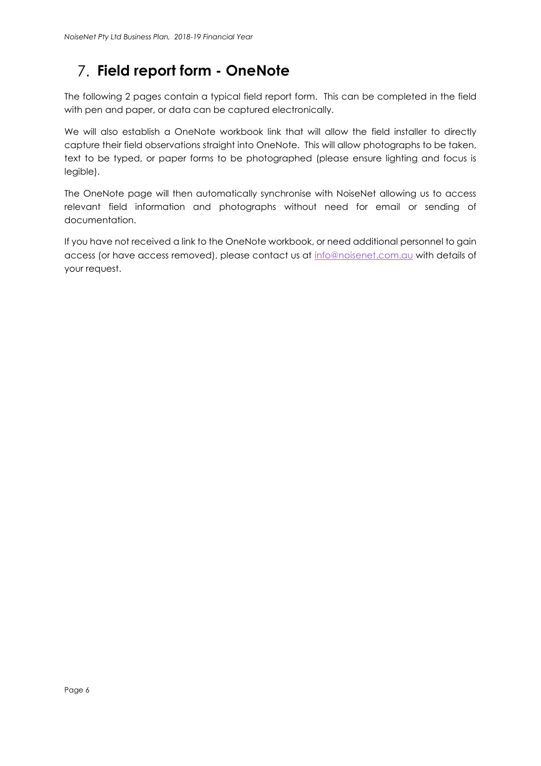# 7. Field report form - OneNote

The following 2 pages contain a typical field report form. This can be completed in the field with pen and paper, or data can be captured electronically.

We will also establish a OneNote workbook link that will allow the field installer to directly capture their field observations straight into OneNote. This will allow photographs to be taken, text to be typed, or paper forms to be photographed (please ensure lighting and focus is legible).

The OneNote page will then automatically synchronise with NoiseNet allowing us to access relevant field information and photographs without need for email or sending of documentation.

If you have not received a link to the OneNote workbook, or need additional personnel to gain access (or have access removed), please contact us at info@noisenet.com.au with details of your request.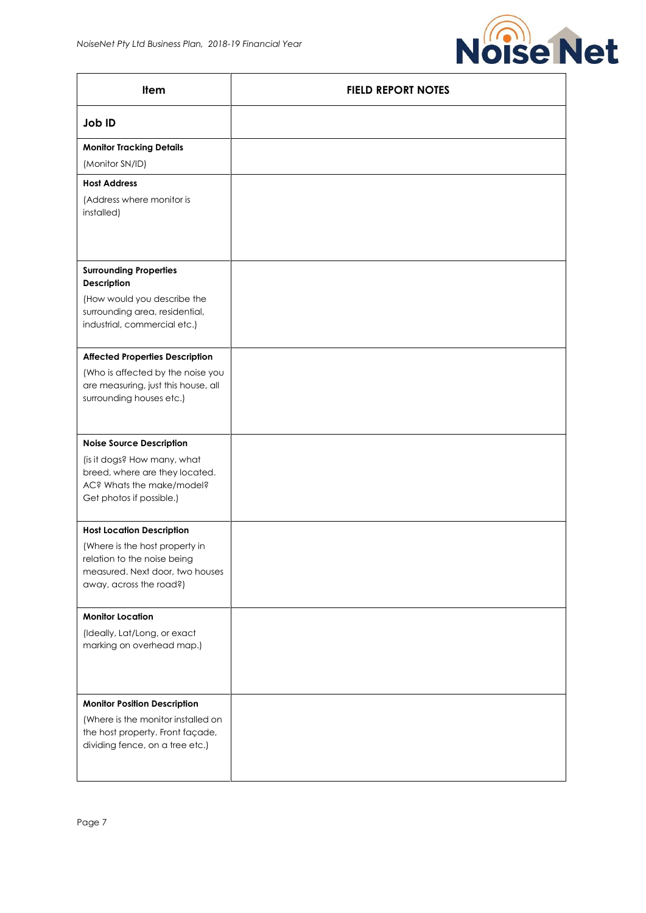| Item | FIELD REPORT NOTES |
| --- | --- |
| **Job ID** | |
| **Monitor Tracking Details**<br>(Monitor SN/ID) | |
| **Host Address**<br>(Address where monitor is installed) | |
| **Surrounding Properties Description**<br>(How would you describe the surrounding area, residential, industrial, commercial etc.) | |
| **Affected Properties Description**<br>(Who is affected by the noise you are measuring, just this house, all surrounding houses etc.) | |
| **Noise Source Description**<br>(is it dogs? How many, what breed, where are they located. AC? Whats the make/model? Get photos if possible.) | |
| **Host Location Description**<br>(Where is the host property in relation to the noise being measured. Next door, two houses away, across the road?) | |
| **Monitor Location**<br>(Ideally, Lat/Long, or exact marking on overhead map.) | |
| **Monitor Position Description**<br>(Where is the monitor installed on the host property. Front façade, dividing fence, on a tree etc.) | |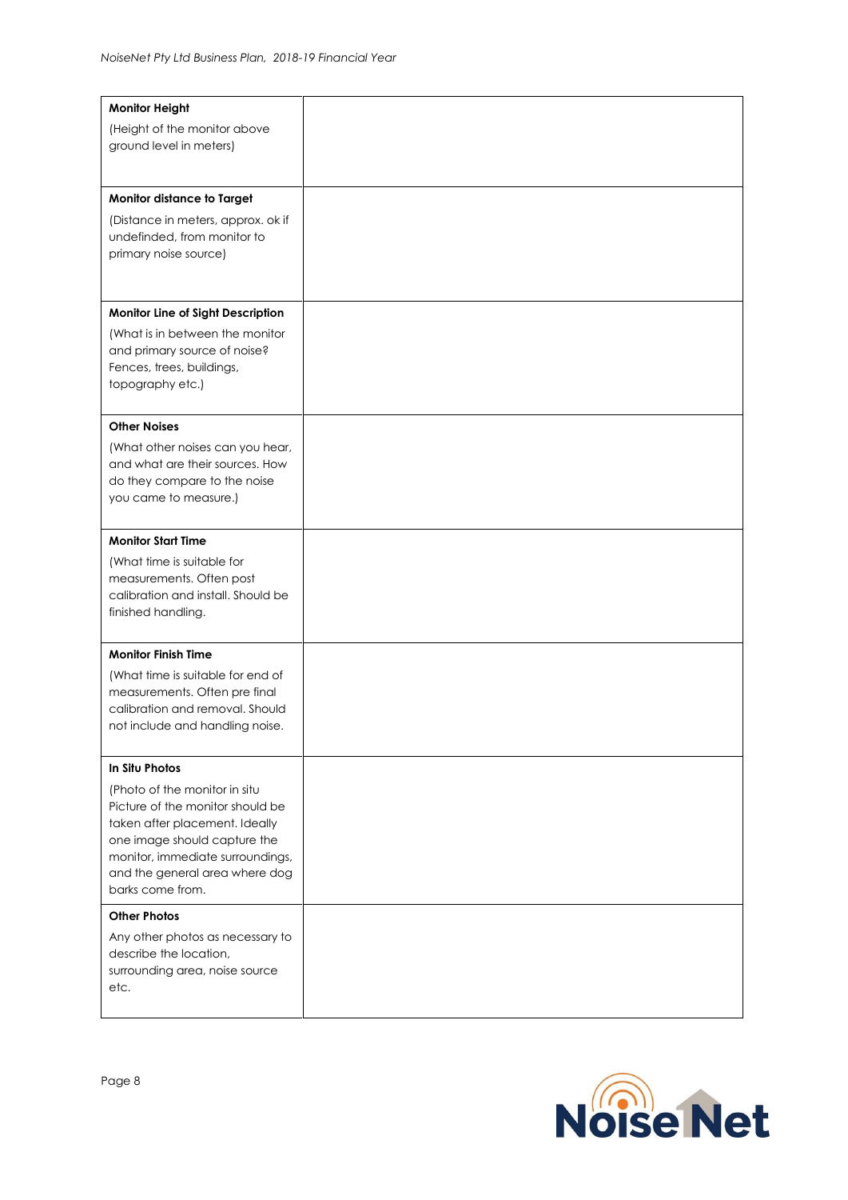| | |
|---|---|
| **Monitor Height**<br>(Height of the monitor above ground level in meters) | |
| **Monitor distance to Target**<br>(Distance in meters, approx. ok if undefinded, from monitor to primary noise source) | |
| **Monitor Line of Sight Description**<br>(What is in between the monitor and primary source of noise? Fences, trees, buildings, topography etc.) | |
| **Other Noises**<br>(What other noises can you hear, and what are their sources. How do they compare to the noise you came to measure.) | |
| **Monitor Start Time**<br>(What time is suitable for measurements. Often post calibration and install. Should be finished handling. | |
| **Monitor Finish Time**<br>(What time is suitable for end of measurements. Often pre final calibration and removal. Should not include and handling noise. | |
| **In Situ Photos**<br>(Photo of the monitor in situ Picture of the monitor should be taken after placement. Ideally one image should capture the monitor, immediate surroundings, and the general area where dog barks come from. | |
| **Other Photos**<br>Any other photos as necessary to describe the location, surrounding area, noise source etc. | |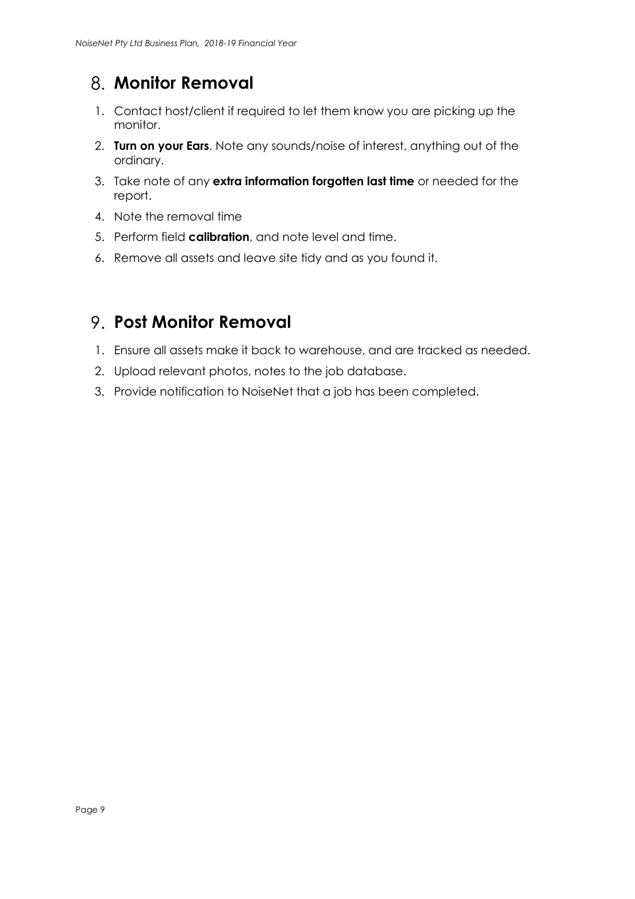## 8. **Monitor Removal**

1. Contact host/client if required to let them know you are picking up the monitor.
2. **Turn on your Ears**. Note any sounds/noise of interest, anything out of the ordinary.
3. Take note of any **extra information forgotten last time** or needed for the report.
4. Note the removal time
5. Perform field **calibration**, and note level and time.
6. Remove all assets and leave site tidy and as you found it.

## 9. **Post Monitor Removal**

1. Ensure all assets make it back to warehouse, and are tracked as needed.
2. Upload relevant photos, notes to the job database.
3. Provide notification to NoiseNet that a job has been completed.